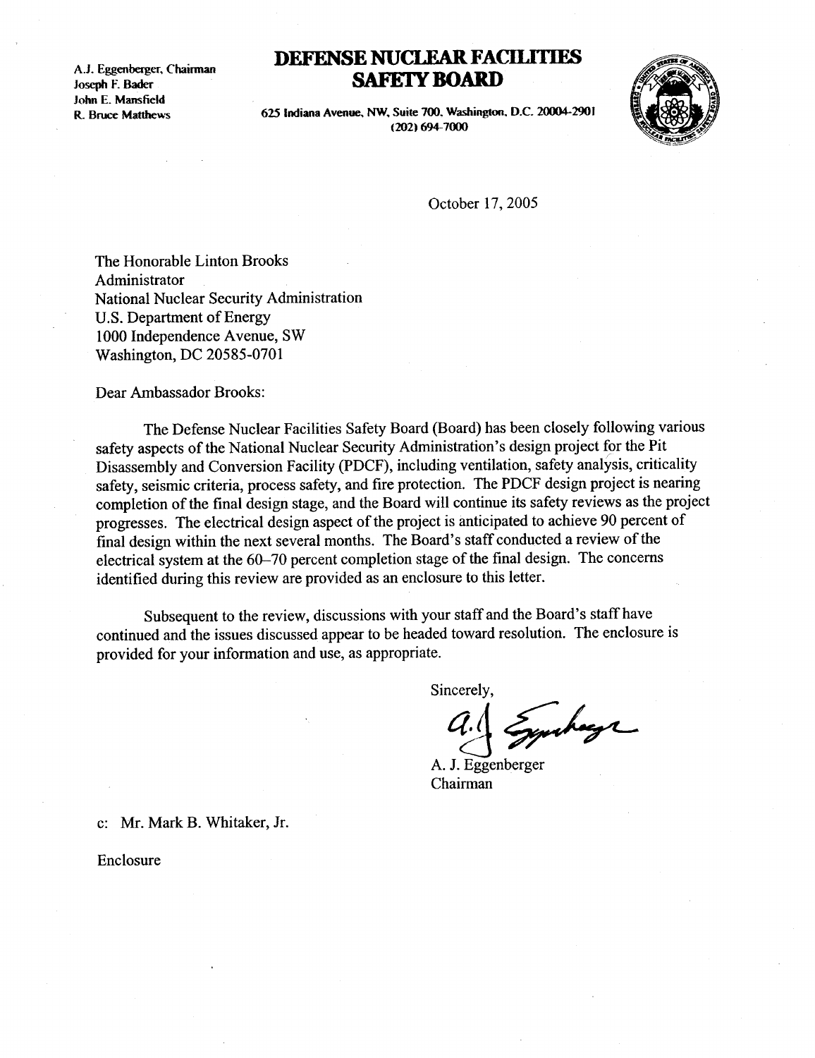A.J. Eggenberger, Chairman
Joseph F. Bader
John E. Mansfield
R. Bruce Matthews

# DEFENSE NUCLEAR FACILITIES SAFETY BOARD

625 Indiana Avenue, NW, Suite 700, Washington, D.C. 20004-2901
(202) 694-7000

October 17, 2005

The Honorable Linton Brooks
Administrator
National Nuclear Security Administration
U.S. Department of Energy
1000 Independence Avenue, SW
Washington, DC 20585-0701

Dear Ambassador Brooks:

The Defense Nuclear Facilities Safety Board (Board) has been closely following various safety aspects of the National Nuclear Security Administration's design project for the Pit Disassembly and Conversion Facility (PDCF), including ventilation, safety analysis, criticality safety, seismic criteria, process safety, and fire protection. The PDCF design project is nearing completion of the final design stage, and the Board will continue its safety reviews as the project progresses. The electrical design aspect of the project is anticipated to achieve 90 percent of final design within the next several months. The Board's staff conducted a review of the electrical system at the 60–70 percent completion stage of the final design. The concerns identified during this review are provided as an enclosure to this letter.

Subsequent to the review, discussions with your staff and the Board's staff have continued and the issues discussed appear to be headed toward resolution. The enclosure is provided for your information and use, as appropriate.

Sincerely,

A. J. Eggenberger
Chairman

c: Mr. Mark B. Whitaker, Jr.

Enclosure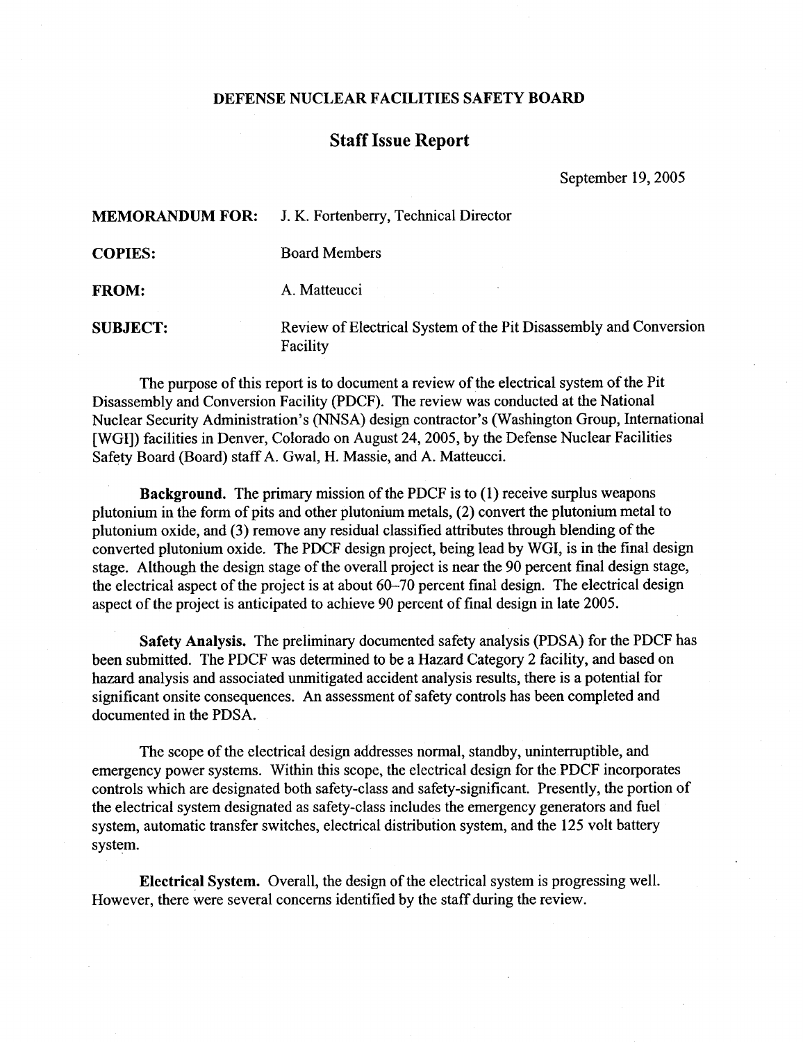**DEFENSE NUCLEAR FACILITIES SAFETY BOARD**

## Staff Issue Report

September 19, 2005

**MEMORANDUM FOR:** J. K. Fortenberry, Technical Director

**COPIES:** Board Members

**FROM:** A. Matteucci

**SUBJECT:** Review of Electrical System of the Pit Disassembly and Conversion Facility

The purpose of this report is to document a review of the electrical system of the Pit Disassembly and Conversion Facility (PDCF). The review was conducted at the National Nuclear Security Administration's (NNSA) design contractor's (Washington Group, International [WGI]) facilities in Denver, Colorado on August 24, 2005, by the Defense Nuclear Facilities Safety Board (Board) staff A. Gwal, H. Massie, and A. Matteucci.

**Background.** The primary mission of the PDCF is to (1) receive surplus weapons plutonium in the form of pits and other plutonium metals, (2) convert the plutonium metal to plutonium oxide, and (3) remove any residual classified attributes through blending of the converted plutonium oxide. The PDCF design project, being lead by WGI, is in the final design stage. Although the design stage of the overall project is near the 90 percent final design stage, the electrical aspect of the project is at about 60–70 percent final design. The electrical design aspect of the project is anticipated to achieve 90 percent of final design in late 2005.

**Safety Analysis.** The preliminary documented safety analysis (PDSA) for the PDCF has been submitted. The PDCF was determined to be a Hazard Category 2 facility, and based on hazard analysis and associated unmitigated accident analysis results, there is a potential for significant onsite consequences. An assessment of safety controls has been completed and documented in the PDSA.

The scope of the electrical design addresses normal, standby, uninterruptible, and emergency power systems. Within this scope, the electrical design for the PDCF incorporates controls which are designated both safety-class and safety-significant. Presently, the portion of the electrical system designated as safety-class includes the emergency generators and fuel system, automatic transfer switches, electrical distribution system, and the 125 volt battery system.

**Electrical System.** Overall, the design of the electrical system is progressing well. However, there were several concerns identified by the staff during the review.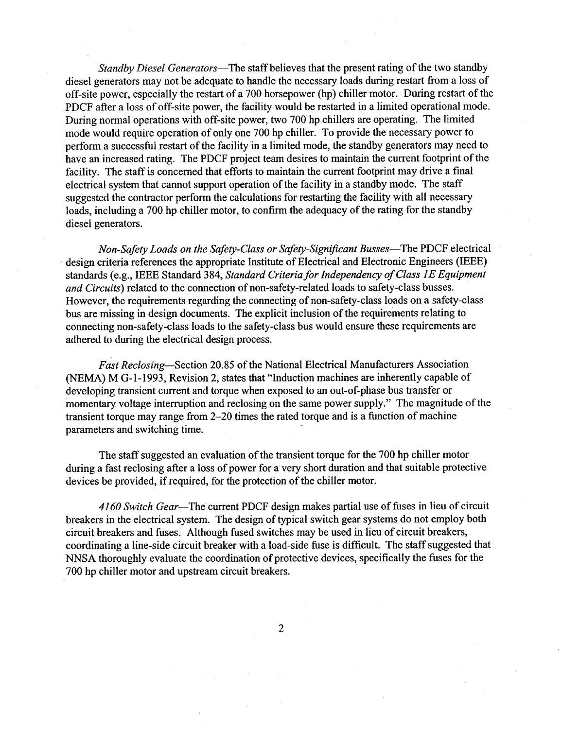*Standby Diesel Generators*—The staff believes that the present rating of the two standby diesel generators may not be adequate to handle the necessary loads during restart from a loss of off-site power, especially the restart of a 700 horsepower (hp) chiller motor. During restart of the PDCF after a loss of off-site power, the facility would be restarted in a limited operational mode. During normal operations with off-site power, two 700 hp chillers are operating. The limited mode would require operation of only one 700 hp chiller. To provide the necessary power to perform a successful restart of the facility in a limited mode, the standby generators may need to have an increased rating. The PDCF project team desires to maintain the current footprint of the facility. The staff is concerned that efforts to maintain the current footprint may drive a final electrical system that cannot support operation of the facility in a standby mode. The staff suggested the contractor perform the calculations for restarting the facility with all necessary loads, including a 700 hp chiller motor, to confirm the adequacy of the rating for the standby diesel generators.

*Non-Safety Loads on the Safety-Class or Safety-Significant Busses*—The PDCF electrical design criteria references the appropriate Institute of Electrical and Electronic Engineers (IEEE) standards (e.g., IEEE Standard 384, *Standard Criteria for Independency of Class 1E Equipment and Circuits*) related to the connection of non-safety-related loads to safety-class busses. However, the requirements regarding the connecting of non-safety-class loads on a safety-class bus are missing in design documents. The explicit inclusion of the requirements relating to connecting non-safety-class loads to the safety-class bus would ensure these requirements are adhered to during the electrical design process.

*Fast Reclosing*—Section 20.85 of the National Electrical Manufacturers Association (NEMA) M G-1-1993, Revision 2, states that "Induction machines are inherently capable of developing transient current and torque when exposed to an out-of-phase bus transfer or momentary voltage interruption and reclosing on the same power supply." The magnitude of the transient torque may range from 2–20 times the rated torque and is a function of machine parameters and switching time.

The staff suggested an evaluation of the transient torque for the 700 hp chiller motor during a fast reclosing after a loss of power for a very short duration and that suitable protective devices be provided, if required, for the protection of the chiller motor.

*4160 Switch Gear*—The current PDCF design makes partial use of fuses in lieu of circuit breakers in the electrical system. The design of typical switch gear systems do not employ both circuit breakers and fuses. Although fused switches may be used in lieu of circuit breakers, coordinating a line-side circuit breaker with a load-side fuse is difficult. The staff suggested that NNSA thoroughly evaluate the coordination of protective devices, specifically the fuses for the 700 hp chiller motor and upstream circuit breakers.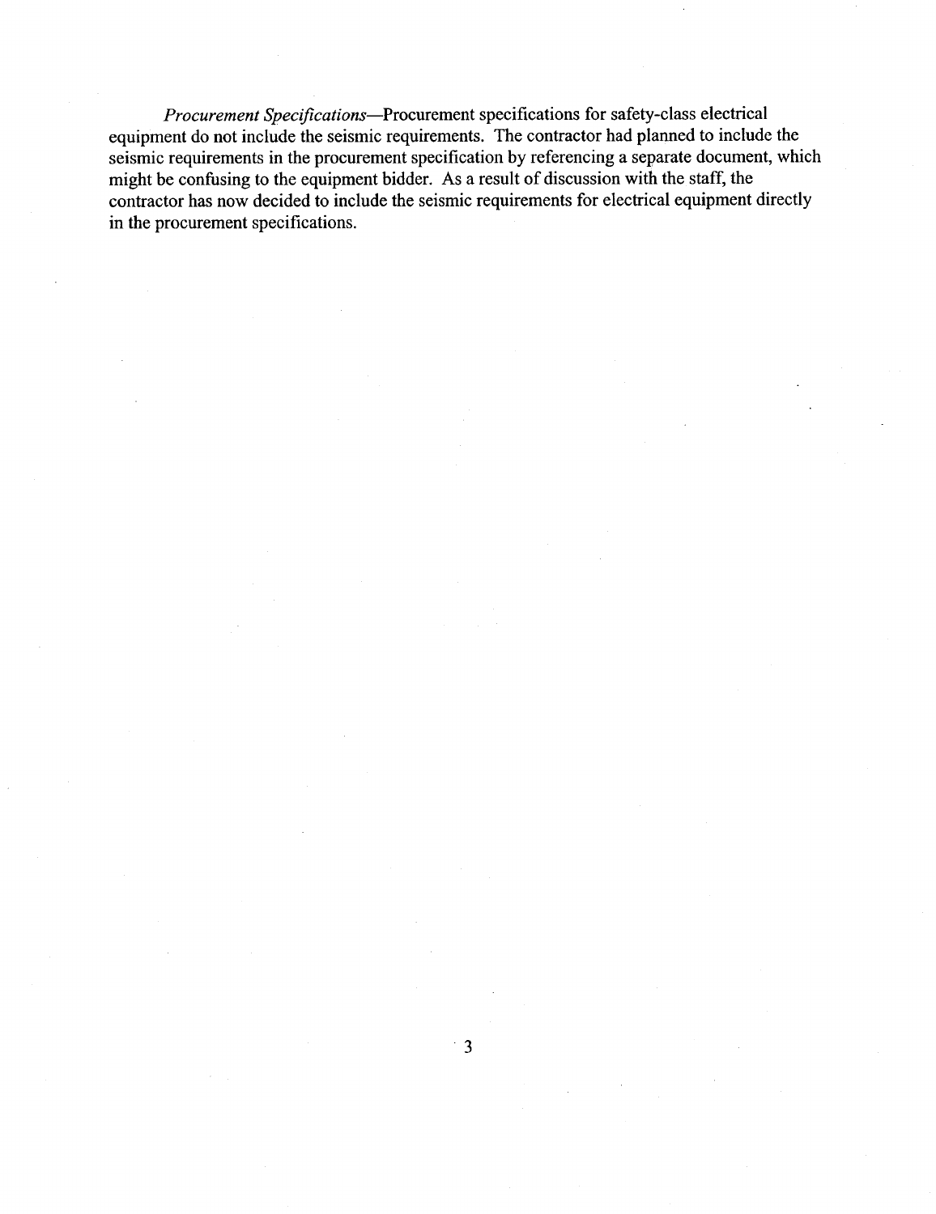*Procurement Specifications*—Procurement specifications for safety-class electrical equipment do not include the seismic requirements. The contractor had planned to include the seismic requirements in the procurement specification by referencing a separate document, which might be confusing to the equipment bidder. As a result of discussion with the staff, the contractor has now decided to include the seismic requirements for electrical equipment directly in the procurement specifications.